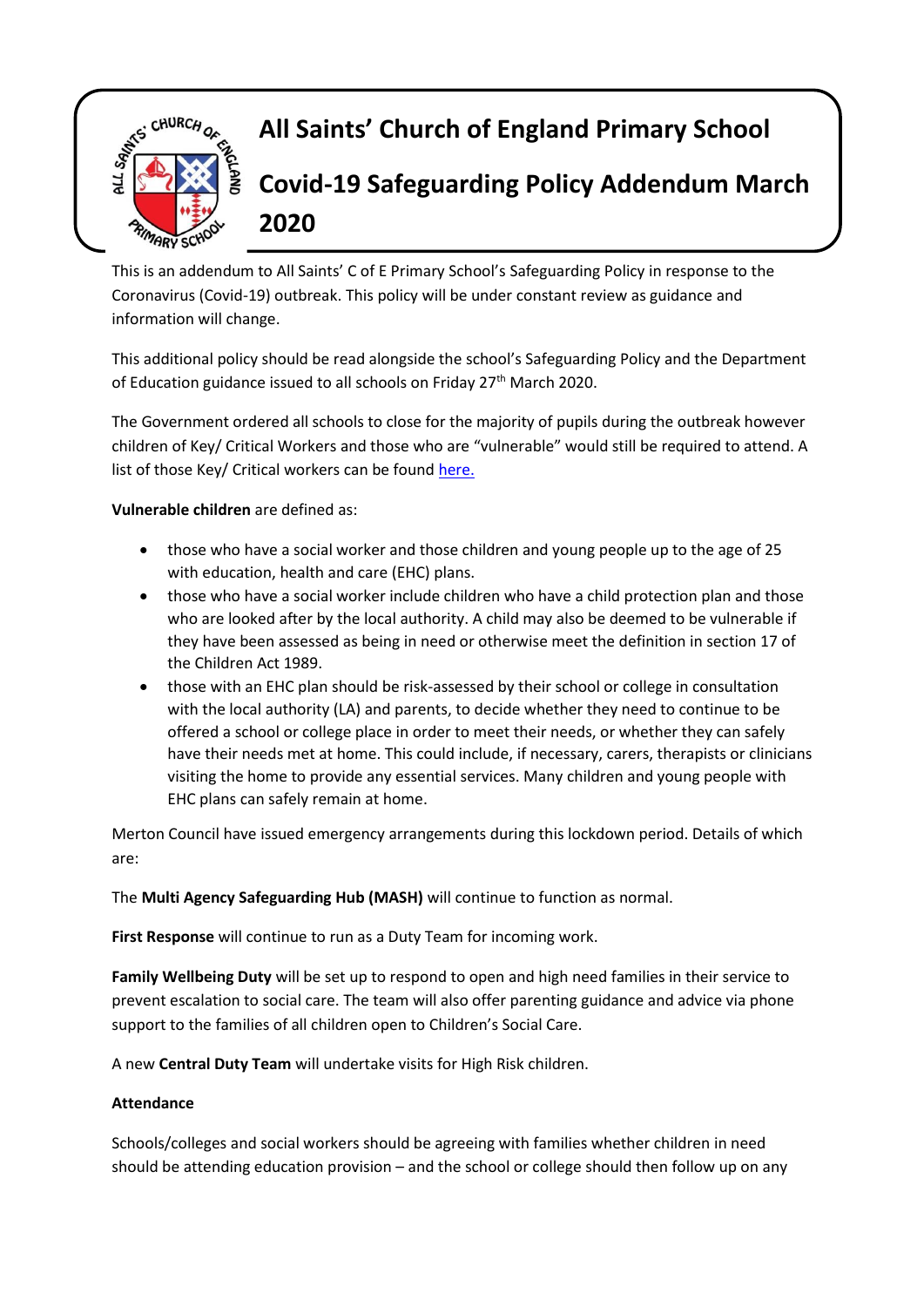# All Saints' Church of England Primary School

## Covid-19 Safeguarding Policy Addendum March 2020

This is an addendum to All Saints' C of E Primary School's Safeguarding Policy in response to the Coronavirus (Covid-19) outbreak. This policy will be under constant review as guidance and information will change.

This additional policy should be read alongside the school's Safeguarding Policy and the Department of Education guidance issued to all schools on Friday 27th March 2020.

The Government ordered all schools to close for the majority of pupils during the outbreak however children of Key/ Critical Workers and those who are "vulnerable" would still be required to attend. A list of those Key/ Critical workers can be found here.

**Vulnerable children** are defined as:

- those who have a social worker and those children and young people up to the age of 25 with education, health and care (EHC) plans.
- those who have a social worker include children who have a child protection plan and those who are looked after by the local authority. A child may also be deemed to be vulnerable if they have been assessed as being in need or otherwise meet the definition in section 17 of the Children Act 1989.
- those with an EHC plan should be risk-assessed by their school or college in consultation with the local authority (LA) and parents, to decide whether they need to continue to be offered a school or college place in order to meet their needs, or whether they can safely have their needs met at home. This could include, if necessary, carers, therapists or clinicians visiting the home to provide any essential services. Many children and young people with EHC plans can safely remain at home.

Merton Council have issued emergency arrangements during this lockdown period. Details of which are:

The **Multi Agency Safeguarding Hub (MASH)** will continue to function as normal.

**First Response** will continue to run as a Duty Team for incoming work.

**Family Wellbeing Duty** will be set up to respond to open and high need families in their service to prevent escalation to social care. The team will also offer parenting guidance and advice via phone support to the families of all children open to Children's Social Care.

A new **Central Duty Team** will undertake visits for High Risk children.

**Attendance**

Schools/colleges and social workers should be agreeing with families whether children in need should be attending education provision – and the school or college should then follow up on any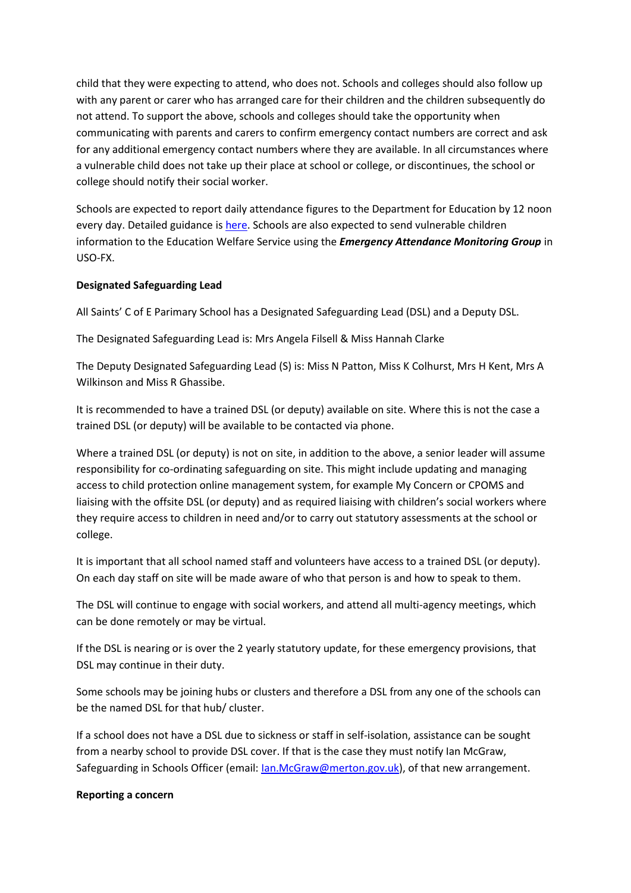child that they were expecting to attend, who does not. Schools and colleges should also follow up with any parent or carer who has arranged care for their children and the children subsequently do not attend. To support the above, schools and colleges should take the opportunity when communicating with parents and carers to confirm emergency contact numbers are correct and ask for any additional emergency contact numbers where they are available. In all circumstances where a vulnerable child does not take up their place at school or college, or discontinues, the school or college should notify their social worker.

Schools are expected to report daily attendance figures to the Department for Education by 12 noon every day. Detailed guidance is here. Schools are also expected to send vulnerable children information to the Education Welfare Service using the ***Emergency Attendance Monitoring Group*** in USO-FX.

**Designated Safeguarding Lead**

All Saints' C of E Parimary School has a Designated Safeguarding Lead (DSL) and a Deputy DSL.

The Designated Safeguarding Lead is: Mrs Angela Filsell & Miss Hannah Clarke

The Deputy Designated Safeguarding Lead (S) is: Miss N Patton, Miss K Colhurst, Mrs H Kent, Mrs A Wilkinson and Miss R Ghassibe.

It is recommended to have a trained DSL (or deputy) available on site. Where this is not the case a trained DSL (or deputy) will be available to be contacted via phone.

Where a trained DSL (or deputy) is not on site, in addition to the above, a senior leader will assume responsibility for co-ordinating safeguarding on site. This might include updating and managing access to child protection online management system, for example My Concern or CPOMS and liaising with the offsite DSL (or deputy) and as required liaising with children's social workers where they require access to children in need and/or to carry out statutory assessments at the school or college.

It is important that all school named staff and volunteers have access to a trained DSL (or deputy). On each day staff on site will be made aware of who that person is and how to speak to them.

The DSL will continue to engage with social workers, and attend all multi-agency meetings, which can be done remotely or may be virtual.

If the DSL is nearing or is over the 2 yearly statutory update, for these emergency provisions, that DSL may continue in their duty.

Some schools may be joining hubs or clusters and therefore a DSL from any one of the schools can be the named DSL for that hub/ cluster.

If a school does not have a DSL due to sickness or staff in self-isolation, assistance can be sought from a nearby school to provide DSL cover. If that is the case they must notify Ian McGraw, Safeguarding in Schools Officer (email: Ian.McGraw@merton.gov.uk), of that new arrangement.

**Reporting a concern**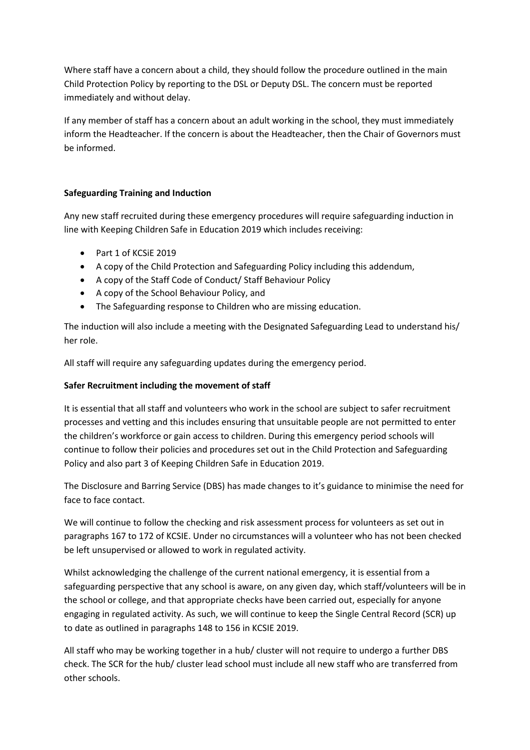Where staff have a concern about a child, they should follow the procedure outlined in the main Child Protection Policy by reporting to the DSL or Deputy DSL. The concern must be reported immediately and without delay.

If any member of staff has a concern about an adult working in the school, they must immediately inform the Headteacher. If the concern is about the Headteacher, then the Chair of Governors must be informed.

**Safeguarding Training and Induction**

Any new staff recruited during these emergency procedures will require safeguarding induction in line with Keeping Children Safe in Education 2019 which includes receiving:

- Part 1 of KCSiE 2019
- A copy of the Child Protection and Safeguarding Policy including this addendum,
- A copy of the Staff Code of Conduct/ Staff Behaviour Policy
- A copy of the School Behaviour Policy, and
- The Safeguarding response to Children who are missing education.

The induction will also include a meeting with the Designated Safeguarding Lead to understand his/ her role.

All staff will require any safeguarding updates during the emergency period.

**Safer Recruitment including the movement of staff**

It is essential that all staff and volunteers who work in the school are subject to safer recruitment processes and vetting and this includes ensuring that unsuitable people are not permitted to enter the children's workforce or gain access to children. During this emergency period schools will continue to follow their policies and procedures set out in the Child Protection and Safeguarding Policy and also part 3 of Keeping Children Safe in Education 2019.

The Disclosure and Barring Service (DBS) has made changes to it's guidance to minimise the need for face to face contact.

We will continue to follow the checking and risk assessment process for volunteers as set out in paragraphs 167 to 172 of KCSIE. Under no circumstances will a volunteer who has not been checked be left unsupervised or allowed to work in regulated activity.

Whilst acknowledging the challenge of the current national emergency, it is essential from a safeguarding perspective that any school is aware, on any given day, which staff/volunteers will be in the school or college, and that appropriate checks have been carried out, especially for anyone engaging in regulated activity. As such, we will continue to keep the Single Central Record (SCR) up to date as outlined in paragraphs 148 to 156 in KCSIE 2019.

All staff who may be working together in a hub/ cluster will not require to undergo a further DBS check. The SCR for the hub/ cluster lead school must include all new staff who are transferred from other schools.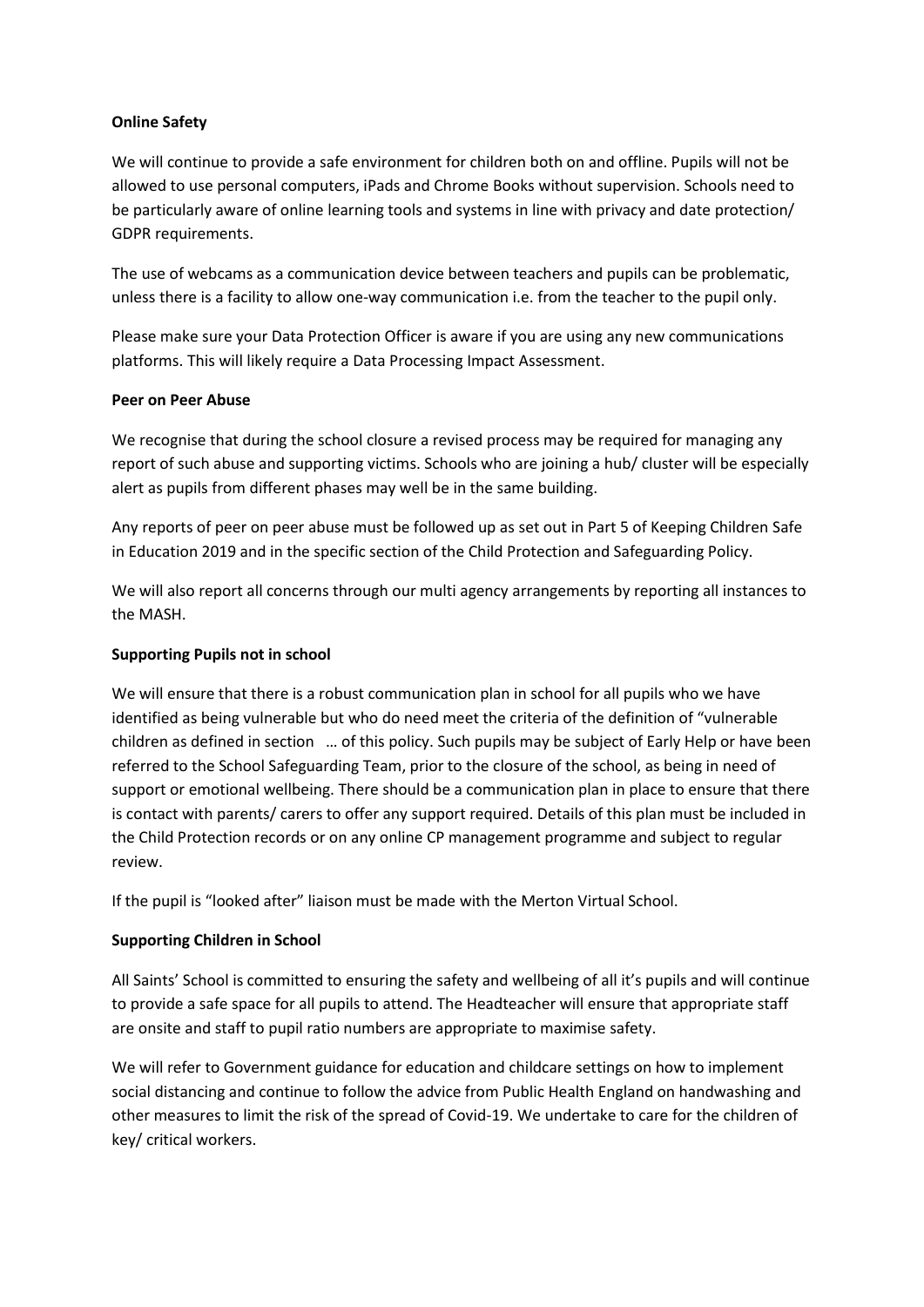**Online Safety**

We will continue to provide a safe environment for children both on and offline. Pupils will not be allowed to use personal computers, iPads and Chrome Books without supervision. Schools need to be particularly aware of online learning tools and systems in line with privacy and date protection/ GDPR requirements.

The use of webcams as a communication device between teachers and pupils can be problematic, unless there is a facility to allow one-way communication i.e. from the teacher to the pupil only.

Please make sure your Data Protection Officer is aware if you are using any new communications platforms. This will likely require a Data Processing Impact Assessment.

**Peer on Peer Abuse**

We recognise that during the school closure a revised process may be required for managing any report of such abuse and supporting victims. Schools who are joining a hub/ cluster will be especially alert as pupils from different phases may well be in the same building.

Any reports of peer on peer abuse must be followed up as set out in Part 5 of Keeping Children Safe in Education 2019 and in the specific section of the Child Protection and Safeguarding Policy.

We will also report all concerns through our multi agency arrangements by reporting all instances to the MASH.

**Supporting Pupils not in school**

We will ensure that there is a robust communication plan in school for all pupils who we have identified as being vulnerable but who do need meet the criteria of the definition of "vulnerable children as defined in section … of this policy. Such pupils may be subject of Early Help or have been referred to the School Safeguarding Team, prior to the closure of the school, as being in need of support or emotional wellbeing. There should be a communication plan in place to ensure that there is contact with parents/ carers to offer any support required. Details of this plan must be included in the Child Protection records or on any online CP management programme and subject to regular review.

If the pupil is "looked after" liaison must be made with the Merton Virtual School.

**Supporting Children in School**

All Saints' School is committed to ensuring the safety and wellbeing of all it's pupils and will continue to provide a safe space for all pupils to attend. The Headteacher will ensure that appropriate staff are onsite and staff to pupil ratio numbers are appropriate to maximise safety.

We will refer to Government guidance for education and childcare settings on how to implement social distancing and continue to follow the advice from Public Health England on handwashing and other measures to limit the risk of the spread of Covid-19. We undertake to care for the children of key/ critical workers.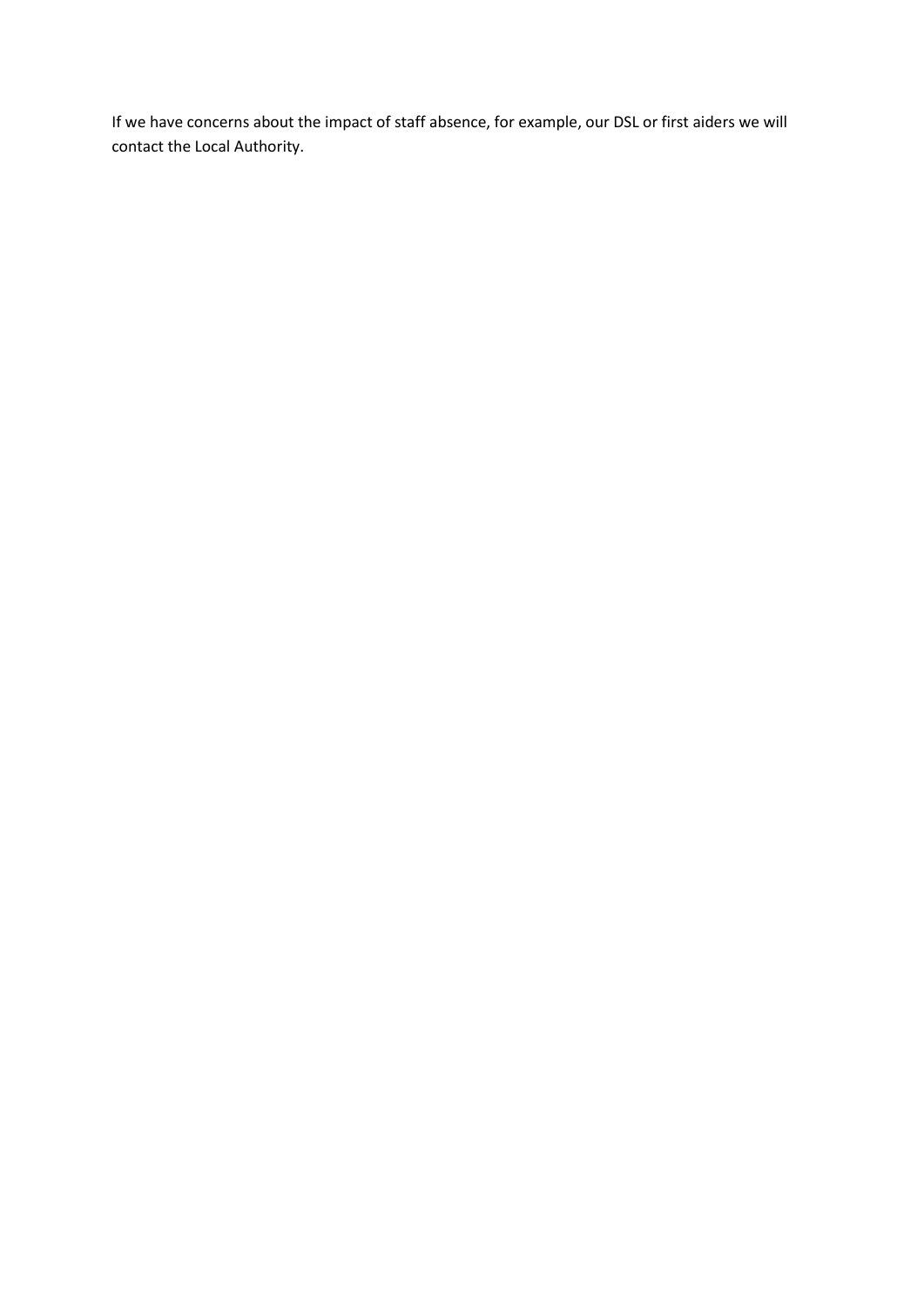If we have concerns about the impact of staff absence, for example, our DSL or first aiders we will contact the Local Authority.